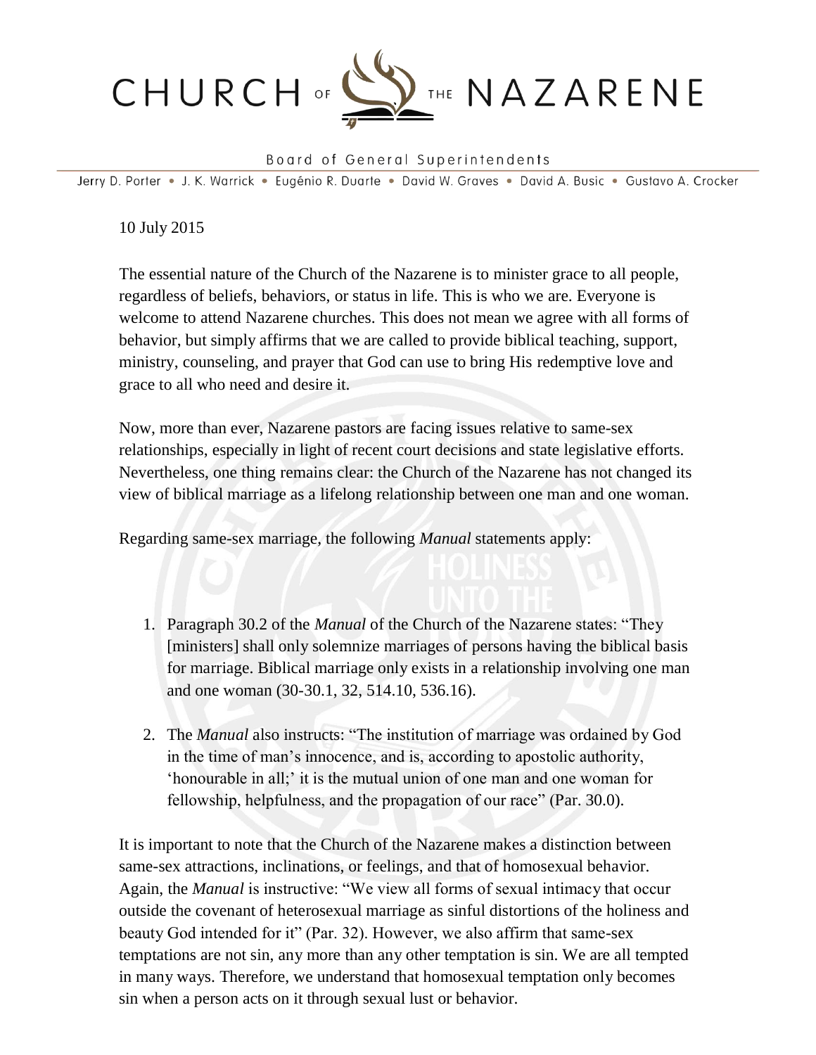# CHURCH OF THE NAZARENE

Board of General Superintendents

Jerry D. Porter • J. K. Warrick • Eugénio R. Duarte • David W. Graves • David A. Busic • Gustavo A. Crocker

10 July 2015

The essential nature of the Church of the Nazarene is to minister grace to all people, regardless of beliefs, behaviors, or status in life. This is who we are. Everyone is welcome to attend Nazarene churches. This does not mean we agree with all forms of behavior, but simply affirms that we are called to provide biblical teaching, support, ministry, counseling, and prayer that God can use to bring His redemptive love and grace to all who need and desire it.

Now, more than ever, Nazarene pastors are facing issues relative to same-sex relationships, especially in light of recent court decisions and state legislative efforts. Nevertheless, one thing remains clear: the Church of the Nazarene has not changed its view of biblical marriage as a lifelong relationship between one man and one woman.

Regarding same-sex marriage, the following *Manual* statements apply:

1. Paragraph 30.2 of the *Manual* of the Church of the Nazarene states: "They [ministers] shall only solemnize marriages of persons having the biblical basis for marriage. Biblical marriage only exists in a relationship involving one man and one woman (30-30.1, 32, 514.10, 536.16).

2. The *Manual* also instructs: "The institution of marriage was ordained by God in the time of man's innocence, and is, according to apostolic authority, 'honourable in all;' it is the mutual union of one man and one woman for fellowship, helpfulness, and the propagation of our race" (Par. 30.0).

It is important to note that the Church of the Nazarene makes a distinction between same-sex attractions, inclinations, or feelings, and that of homosexual behavior. Again, the *Manual* is instructive: "We view all forms of sexual intimacy that occur outside the covenant of heterosexual marriage as sinful distortions of the holiness and beauty God intended for it" (Par. 32). However, we also affirm that same-sex temptations are not sin, any more than any other temptation is sin. We are all tempted in many ways. Therefore, we understand that homosexual temptation only becomes sin when a person acts on it through sexual lust or behavior.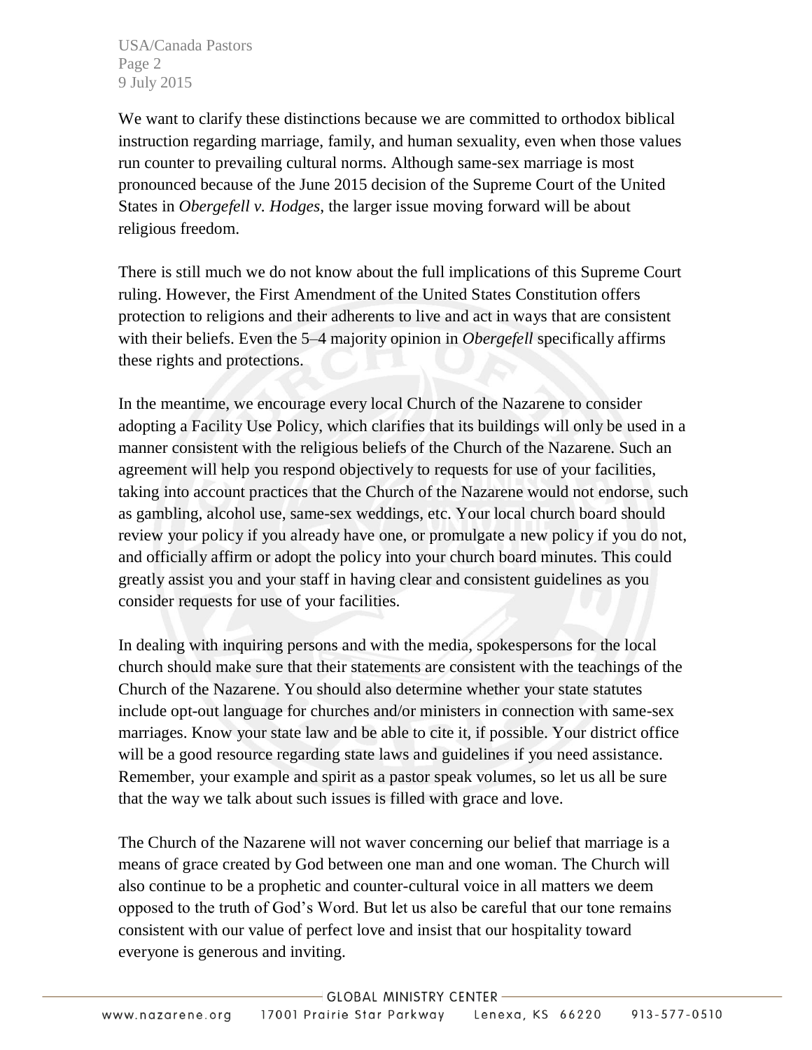We want to clarify these distinctions because we are committed to orthodox biblical instruction regarding marriage, family, and human sexuality, even when those values run counter to prevailing cultural norms. Although same-sex marriage is most pronounced because of the June 2015 decision of the Supreme Court of the United States in *Obergefell v. Hodges*, the larger issue moving forward will be about religious freedom.

There is still much we do not know about the full implications of this Supreme Court ruling. However, the First Amendment of the United States Constitution offers protection to religions and their adherents to live and act in ways that are consistent with their beliefs. Even the 5–4 majority opinion in *Obergefell* specifically affirms these rights and protections.

In the meantime, we encourage every local Church of the Nazarene to consider adopting a Facility Use Policy, which clarifies that its buildings will only be used in a manner consistent with the religious beliefs of the Church of the Nazarene. Such an agreement will help you respond objectively to requests for use of your facilities, taking into account practices that the Church of the Nazarene would not endorse, such as gambling, alcohol use, same-sex weddings, etc. Your local church board should review your policy if you already have one, or promulgate a new policy if you do not, and officially affirm or adopt the policy into your church board minutes. This could greatly assist you and your staff in having clear and consistent guidelines as you consider requests for use of your facilities.

In dealing with inquiring persons and with the media, spokespersons for the local church should make sure that their statements are consistent with the teachings of the Church of the Nazarene. You should also determine whether your state statutes include opt-out language for churches and/or ministers in connection with same-sex marriages. Know your state law and be able to cite it, if possible. Your district office will be a good resource regarding state laws and guidelines if you need assistance. Remember, your example and spirit as a pastor speak volumes, so let us all be sure that the way we talk about such issues is filled with grace and love.

The Church of the Nazarene will not waver concerning our belief that marriage is a means of grace created by God between one man and one woman. The Church will also continue to be a prophetic and counter-cultural voice in all matters we deem opposed to the truth of God's Word. But let us also be careful that our tone remains consistent with our value of perfect love and insist that our hospitality toward everyone is generous and inviting.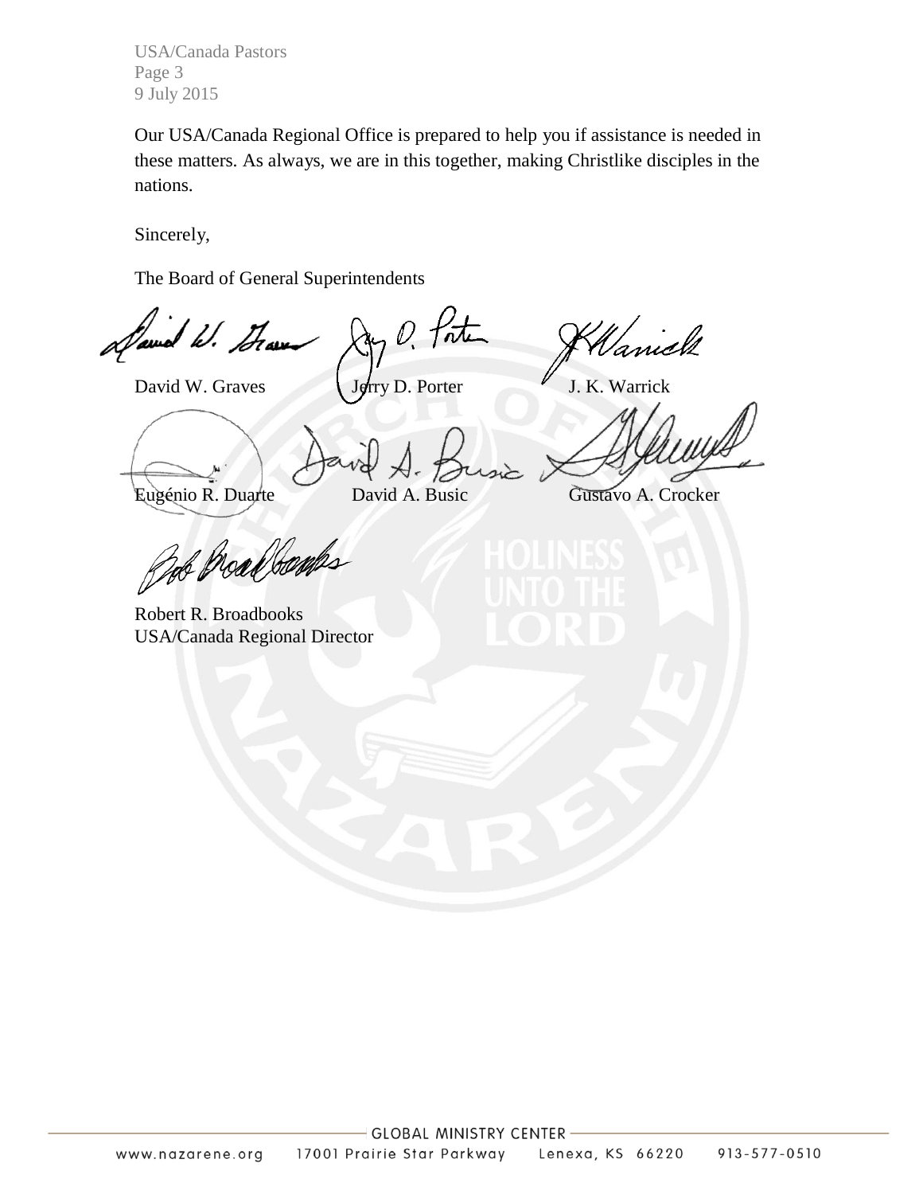Our USA/Canada Regional Office is prepared to help you if assistance is needed in these matters. As always, we are in this together, making Christlike disciples in the nations.

Sincerely,

The Board of General Superintendents

David W. Graves    Jerry D. Porter    J. K. Warrick

Eugénio R. Duarte    David A. Busic    Gustavo A. Crocker

Robert R. Broadbooks
USA/Canada Regional Director